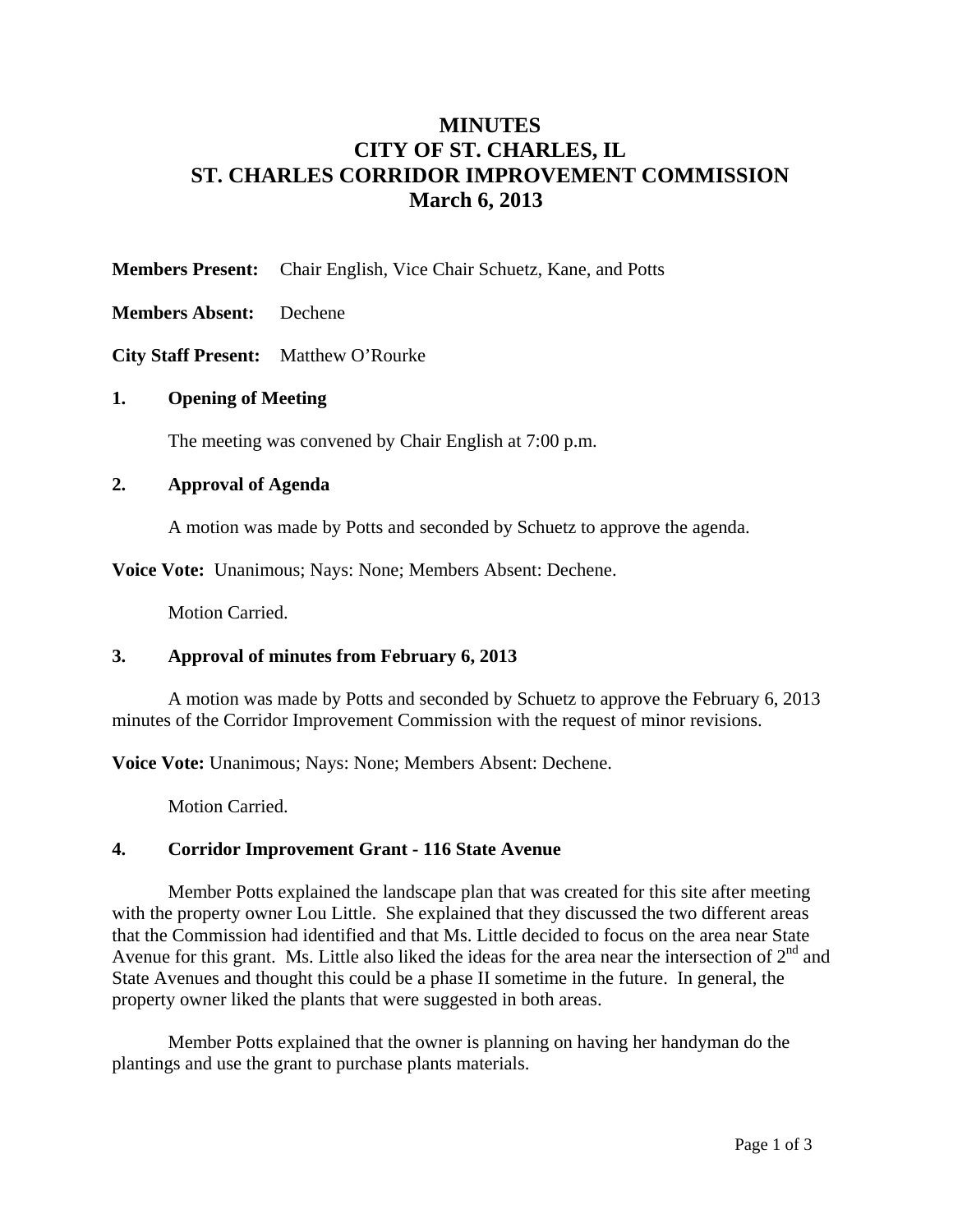# MINUTES
# CITY OF ST. CHARLES, IL
# ST. CHARLES CORRIDOR IMPROVEMENT COMMISSION
# March 6, 2013

**Members Present:** Chair English, Vice Chair Schuetz, Kane, and Potts

**Members Absent:** Dechene

**City Staff Present:** Matthew O'Rourke

## 1. Opening of Meeting

The meeting was convened by Chair English at 7:00 p.m.

## 2. Approval of Agenda

A motion was made by Potts and seconded by Schuetz to approve the agenda.

**Voice Vote:** Unanimous; Nays: None; Members Absent: Dechene.

Motion Carried.

## 3. Approval of minutes from February 6, 2013

A motion was made by Potts and seconded by Schuetz to approve the February 6, 2013 minutes of the Corridor Improvement Commission with the request of minor revisions.

**Voice Vote:** Unanimous; Nays: None; Members Absent: Dechene.

Motion Carried.

## 4. Corridor Improvement Grant - 116 State Avenue

Member Potts explained the landscape plan that was created for this site after meeting with the property owner Lou Little. She explained that they discussed the two different areas that the Commission had identified and that Ms. Little decided to focus on the area near State Avenue for this grant. Ms. Little also liked the ideas for the area near the intersection of 2nd and State Avenues and thought this could be a phase II sometime in the future. In general, the property owner liked the plants that were suggested in both areas.

Member Potts explained that the owner is planning on having her handyman do the plantings and use the grant to purchase plants materials.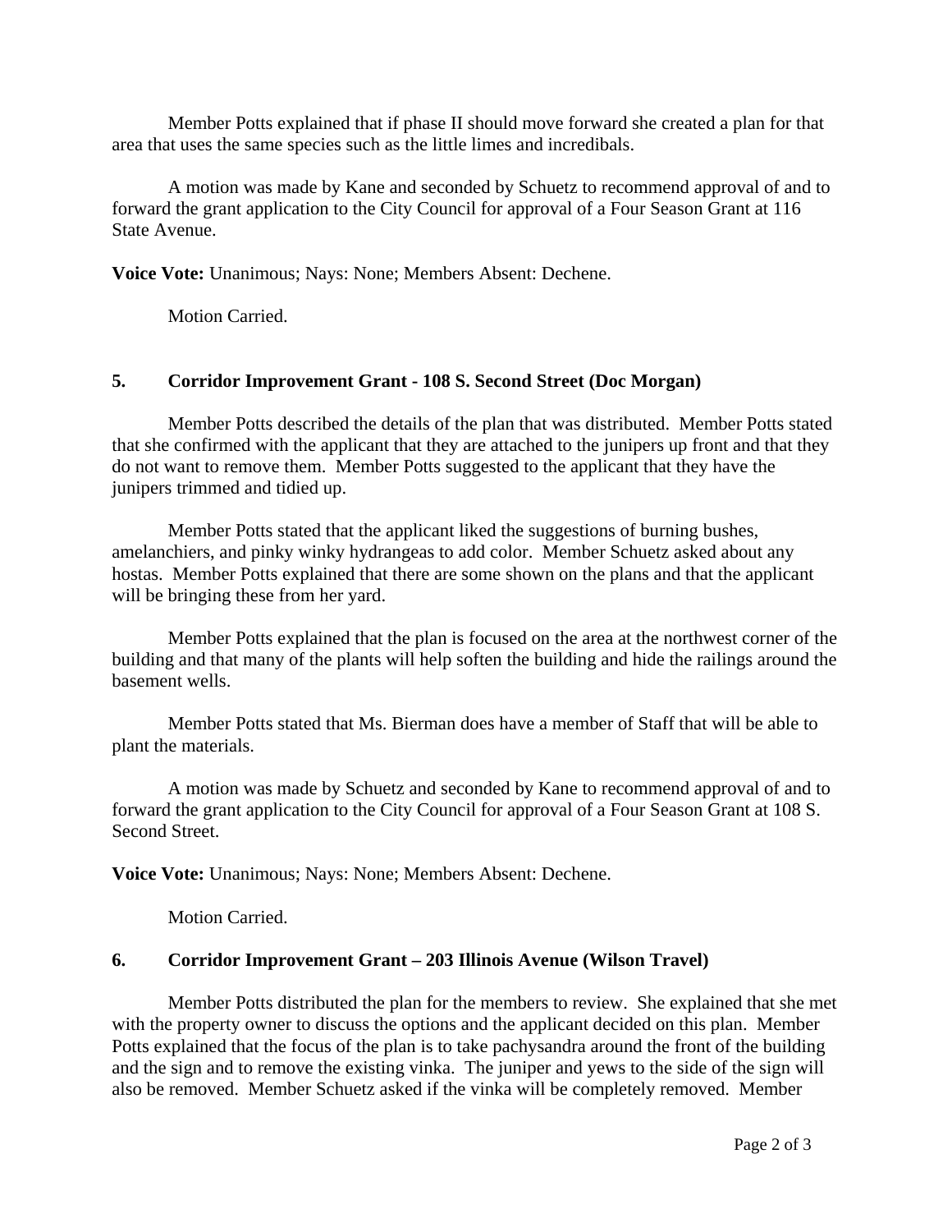Member Potts explained that if phase II should move forward she created a plan for that area that uses the same species such as the little limes and incredibals.

A motion was made by Kane and seconded by Schuetz to recommend approval of and to forward the grant application to the City Council for approval of a Four Season Grant at 116 State Avenue.

**Voice Vote:** Unanimous; Nays: None; Members Absent: Dechene.

Motion Carried.

**5. Corridor Improvement Grant - 108 S. Second Street (Doc Morgan)**

Member Potts described the details of the plan that was distributed. Member Potts stated that she confirmed with the applicant that they are attached to the junipers up front and that they do not want to remove them. Member Potts suggested to the applicant that they have the junipers trimmed and tidied up.

Member Potts stated that the applicant liked the suggestions of burning bushes, amelanchiers, and pinky winky hydrangeas to add color. Member Schuetz asked about any hostas. Member Potts explained that there are some shown on the plans and that the applicant will be bringing these from her yard.

Member Potts explained that the plan is focused on the area at the northwest corner of the building and that many of the plants will help soften the building and hide the railings around the basement wells.

Member Potts stated that Ms. Bierman does have a member of Staff that will be able to plant the materials.

A motion was made by Schuetz and seconded by Kane to recommend approval of and to forward the grant application to the City Council for approval of a Four Season Grant at 108 S. Second Street.

**Voice Vote:** Unanimous; Nays: None; Members Absent: Dechene.

Motion Carried.

**6. Corridor Improvement Grant – 203 Illinois Avenue (Wilson Travel)**

Member Potts distributed the plan for the members to review. She explained that she met with the property owner to discuss the options and the applicant decided on this plan. Member Potts explained that the focus of the plan is to take pachysandra around the front of the building and the sign and to remove the existing vinka. The juniper and yews to the side of the sign will also be removed. Member Schuetz asked if the vinka will be completely removed. Member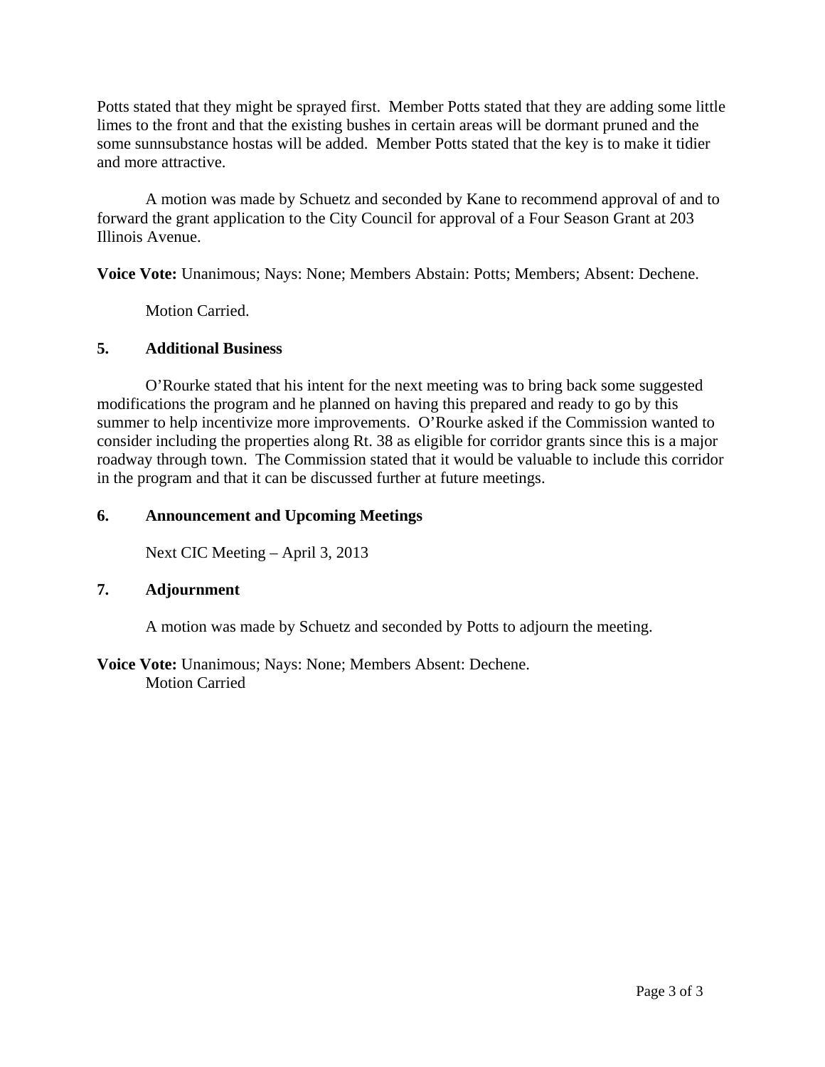Potts stated that they might be sprayed first. Member Potts stated that they are adding some little limes to the front and that the existing bushes in certain areas will be dormant pruned and the some sunnsubstance hostas will be added. Member Potts stated that the key is to make it tidier and more attractive.

A motion was made by Schuetz and seconded by Kane to recommend approval of and to forward the grant application to the City Council for approval of a Four Season Grant at 203 Illinois Avenue.

**Voice Vote:** Unanimous; Nays: None; Members Abstain: Potts; Members; Absent: Dechene.

Motion Carried.

**5. Additional Business**

O'Rourke stated that his intent for the next meeting was to bring back some suggested modifications the program and he planned on having this prepared and ready to go by this summer to help incentivize more improvements. O'Rourke asked if the Commission wanted to consider including the properties along Rt. 38 as eligible for corridor grants since this is a major roadway through town. The Commission stated that it would be valuable to include this corridor in the program and that it can be discussed further at future meetings.

**6. Announcement and Upcoming Meetings**

Next CIC Meeting – April 3, 2013

**7. Adjournment**

A motion was made by Schuetz and seconded by Potts to adjourn the meeting.

**Voice Vote:** Unanimous; Nays: None; Members Absent: Dechene.
Motion Carried